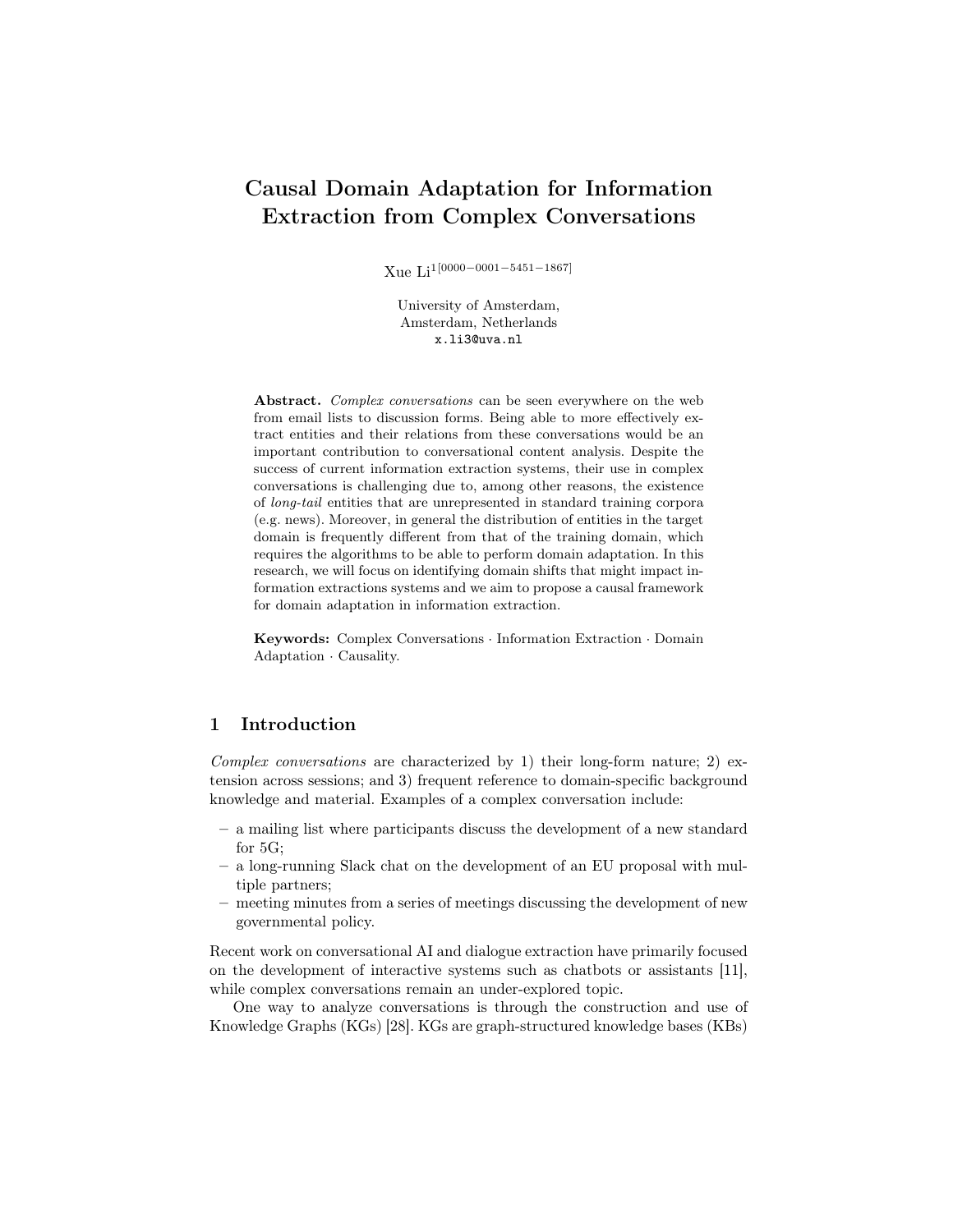// Causal Domain Adaptation for Information Extraction from Complex Conversations

Xue Li[1] [0000-0001-5451-1867]

University of Amsterdam,
Amsterdam, Netherlands
x.li3@uva.nl

**Abstract.** *Complex conversations* can be seen everywhere on the web from email lists to discussion forms. Being able to more effectively extract entities and their relations from these conversations would be an important contribution to conversational content analysis. Despite the success of current information extraction systems, their use in complex conversations is challenging due to, among other reasons, the existence of *long-tail* entities that are unrepresented in standard training corpora (e.g. news). Moreover, in general the distribution of entities in the target domain is frequently different from that of the training domain, which requires the algorithms to be able to perform domain adaptation. In this research, we will focus on identifying domain shifts that might impact information extractions systems and we aim to propose a causal framework for domain adaptation in information extraction.

**Keywords:** Complex Conversations · Information Extraction · Domain Adaptation · Causality.

## 1 Introduction

*Complex conversations* are characterized by 1) their long-form nature; 2) extension across sessions; and 3) frequent reference to domain-specific background knowledge and material. Examples of a complex conversation include:

- a mailing list where participants discuss the development of a new standard for 5G;
- a long-running Slack chat on the development of an EU proposal with multiple partners;
- meeting minutes from a series of meetings discussing the development of new governmental policy.

Recent work on conversational AI and dialogue extraction have primarily focused on the development of interactive systems such as chatbots or assistants [11], while complex conversations remain an under-explored topic.

One way to analyze conversations is through the construction and use of Knowledge Graphs (KGs) [28]. KGs are graph-structured knowledge bases (KBs)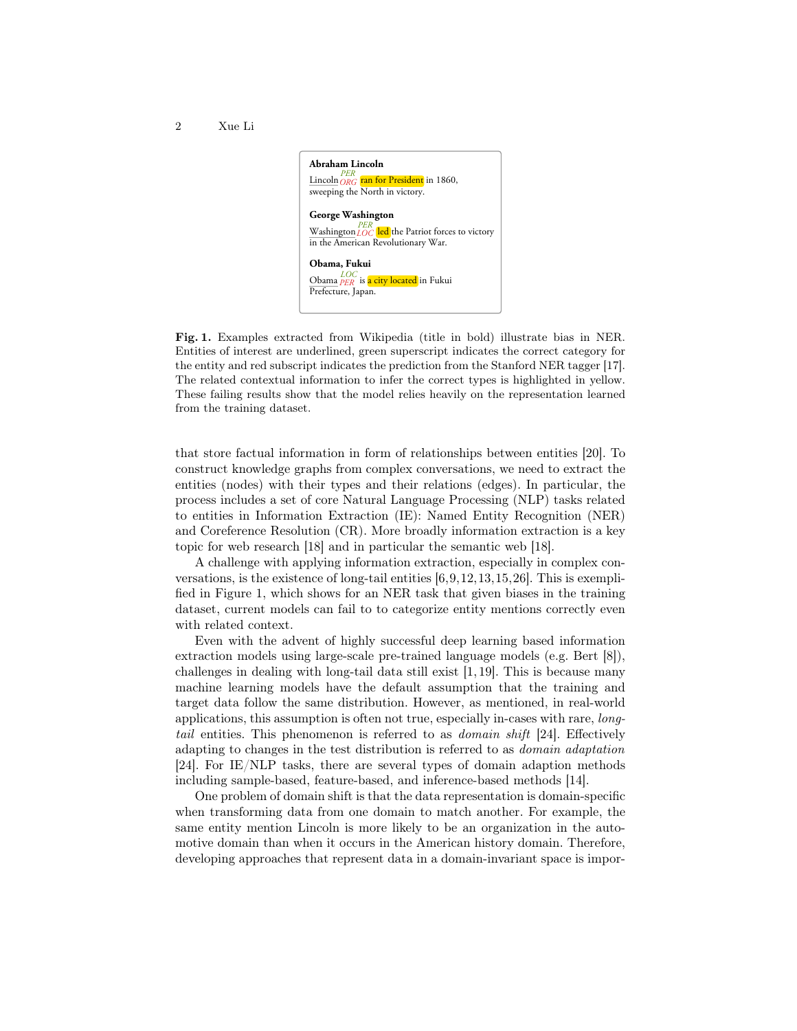**Abraham Lincoln**
Lincoln (PER / ORG) ran for President in 1860, sweeping the North in victory.

**George Washington**
Washington (PER / LOC) led the Patriot forces to victory in the American Revolutionary War.

**Obama, Fukui**
Obama (LOC / PER) is a city located in Fukui Prefecture, Japan.

**Fig. 1.** Examples extracted from Wikipedia (title in bold) illustrate bias in NER. Entities of interest are underlined, green superscript indicates the correct category for the entity and red subscript indicates the prediction from the Stanford NER tagger [17]. The related contextual information to infer the correct types is highlighted in yellow. These failing results show that the model relies heavily on the representation learned from the training dataset.

that store factual information in form of relationships between entities [20]. To construct knowledge graphs from complex conversations, we need to extract the entities (nodes) with their types and their relations (edges). In particular, the process includes a set of core Natural Language Processing (NLP) tasks related to entities in Information Extraction (IE): Named Entity Recognition (NER) and Coreference Resolution (CR). More broadly information extraction is a key topic for web research [18] and in particular the semantic web [18].

A challenge with applying information extraction, especially in complex conversations, is the existence of long-tail entities [6,9,12,13,15,26]. This is exemplified in Figure 1, which shows for an NER task that given biases in the training dataset, current models can fail to to categorize entity mentions correctly even with related context.

Even with the advent of highly successful deep learning based information extraction models using large-scale pre-trained language models (e.g. Bert [8]), challenges in dealing with long-tail data still exist [1,19]. This is because many machine learning models have the default assumption that the training and target data follow the same distribution. However, as mentioned, in real-world applications, this assumption is often not true, especially in-cases with rare, *long-tail* entities. This phenomenon is referred to as *domain shift* [24]. Effectively adapting to changes in the test distribution is referred to as *domain adaptation* [24]. For IE/NLP tasks, there are several types of domain adaption methods including sample-based, feature-based, and inference-based methods [14].

One problem of domain shift is that the data representation is domain-specific when transforming data from one domain to match another. For example, the same entity mention Lincoln is more likely to be an organization in the automotive domain than when it occurs in the American history domain. Therefore, developing approaches that represent data in a domain-invariant space is impor-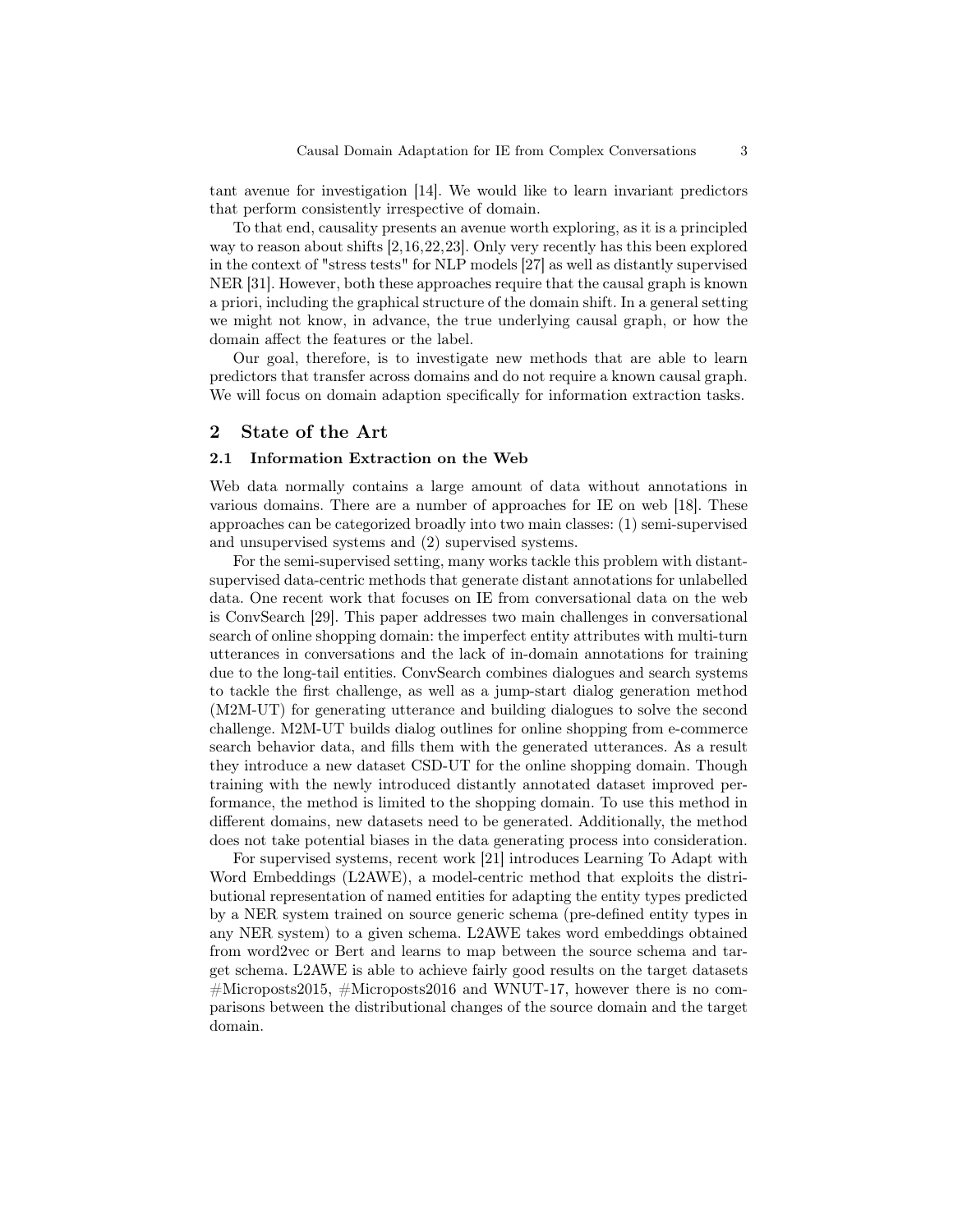tant avenue for investigation [14]. We would like to learn invariant predictors that perform consistently irrespective of domain.

To that end, causality presents an avenue worth exploring, as it is a principled way to reason about shifts [2,16,22,23]. Only very recently has this been explored in the context of "stress tests" for NLP models [27] as well as distantly supervised NER [31]. However, both these approaches require that the causal graph is known a priori, including the graphical structure of the domain shift. In a general setting we might not know, in advance, the true underlying causal graph, or how the domain affect the features or the label.

Our goal, therefore, is to investigate new methods that are able to learn predictors that transfer across domains and do not require a known causal graph. We will focus on domain adaption specifically for information extraction tasks.

## 2 State of the Art

### 2.1 Information Extraction on the Web

Web data normally contains a large amount of data without annotations in various domains. There are a number of approaches for IE on web [18]. These approaches can be categorized broadly into two main classes: (1) semi-supervised and unsupervised systems and (2) supervised systems.

For the semi-supervised setting, many works tackle this problem with distant-supervised data-centric methods that generate distant annotations for unlabelled data. One recent work that focuses on IE from conversational data on the web is ConvSearch [29]. This paper addresses two main challenges in conversational search of online shopping domain: the imperfect entity attributes with multi-turn utterances in conversations and the lack of in-domain annotations for training due to the long-tail entities. ConvSearch combines dialogues and search systems to tackle the first challenge, as well as a jump-start dialog generation method (M2M-UT) for generating utterance and building dialogues to solve the second challenge. M2M-UT builds dialog outlines for online shopping from e-commerce search behavior data, and fills them with the generated utterances. As a result they introduce a new dataset CSD-UT for the online shopping domain. Though training with the newly introduced distantly annotated dataset improved performance, the method is limited to the shopping domain. To use this method in different domains, new datasets need to be generated. Additionally, the method does not take potential biases in the data generating process into consideration.

For supervised systems, recent work [21] introduces Learning To Adapt with Word Embeddings (L2AWE), a model-centric method that exploits the distributional representation of named entities for adapting the entity types predicted by a NER system trained on source generic schema (pre-defined entity types in any NER system) to a given schema. L2AWE takes word embeddings obtained from word2vec or Bert and learns to map between the source schema and target schema. L2AWE is able to achieve fairly good results on the target datasets #Microposts2015, #Microposts2016 and WNUT-17, however there is no comparisons between the distributional changes of the source domain and the target domain.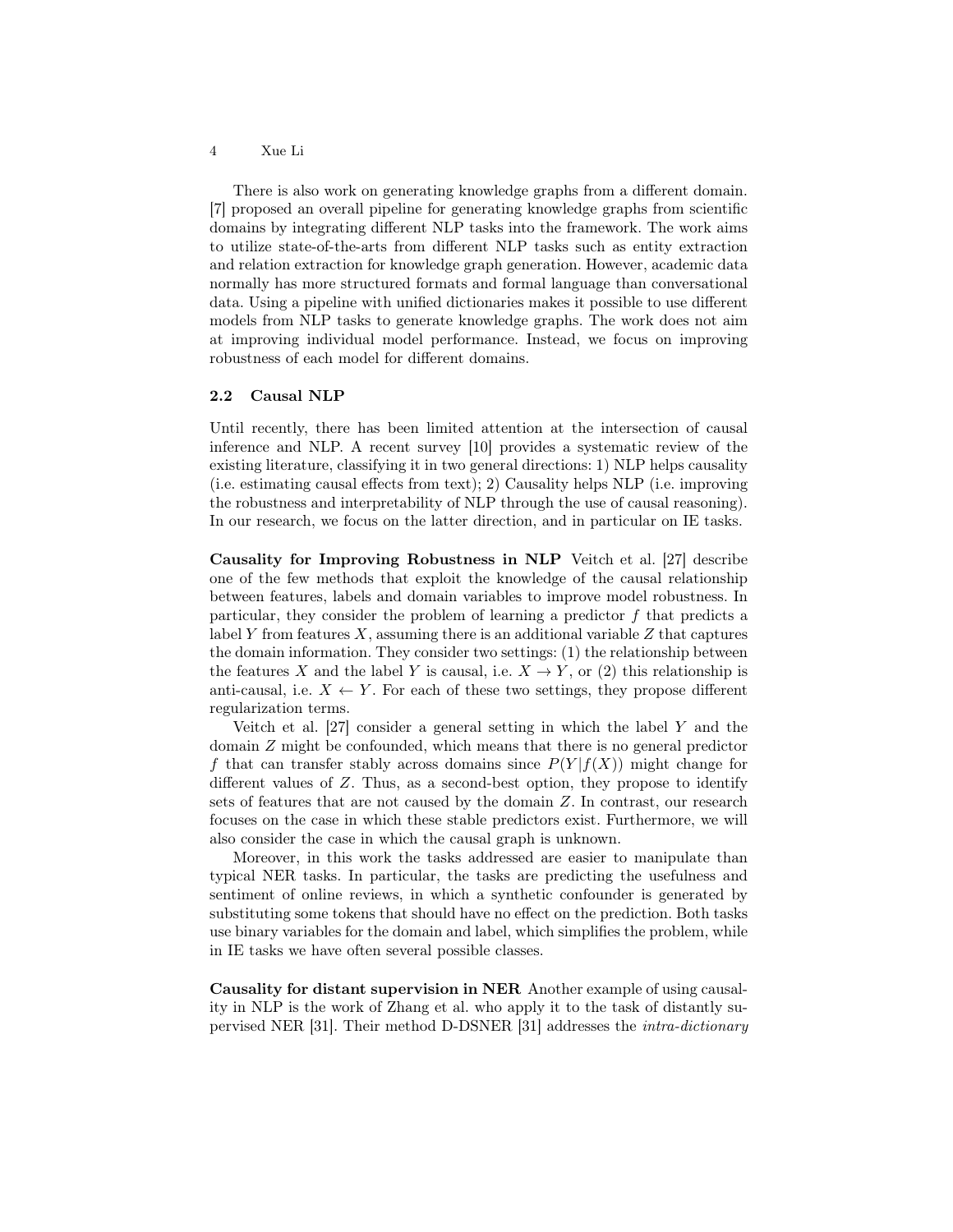There is also work on generating knowledge graphs from a different domain. [7] proposed an overall pipeline for generating knowledge graphs from scientific domains by integrating different NLP tasks into the framework. The work aims to utilize state-of-the-arts from different NLP tasks such as entity extraction and relation extraction for knowledge graph generation. However, academic data normally has more structured formats and formal language than conversational data. Using a pipeline with unified dictionaries makes it possible to use different models from NLP tasks to generate knowledge graphs. The work does not aim at improving individual model performance. Instead, we focus on improving robustness of each model for different domains.

### 2.2 Causal NLP

Until recently, there has been limited attention at the intersection of causal inference and NLP. A recent survey [10] provides a systematic review of the existing literature, classifying it in two general directions: 1) NLP helps causality (i.e. estimating causal effects from text); 2) Causality helps NLP (i.e. improving the robustness and interpretability of NLP through the use of causal reasoning). In our research, we focus on the latter direction, and in particular on IE tasks.

**Causality for Improving Robustness in NLP** Veitch et al. [27] describe one of the few methods that exploit the knowledge of the causal relationship between features, labels and domain variables to improve model robustness. In particular, they consider the problem of learning a predictor $f$ that predicts a label $Y$ from features $X$, assuming there is an additional variable $Z$ that captures the domain information. They consider two settings: (1) the relationship between the features $X$ and the label $Y$ is causal, i.e. $X \rightarrow Y$, or (2) this relationship is anti-causal, i.e. $X \leftarrow Y$. For each of these two settings, they propose different regularization terms.

Veitch et al. [27] consider a general setting in which the label $Y$ and the domain $Z$ might be confounded, which means that there is no general predictor $f$ that can transfer stably across domains since $P(Y|f(X))$ might change for different values of $Z$. Thus, as a second-best option, they propose to identify sets of features that are not caused by the domain $Z$. In contrast, our research focuses on the case in which these stable predictors exist. Furthermore, we will also consider the case in which the causal graph is unknown.

Moreover, in this work the tasks addressed are easier to manipulate than typical NER tasks. In particular, the tasks are predicting the usefulness and sentiment of online reviews, in which a synthetic confounder is generated by substituting some tokens that should have no effect on the prediction. Both tasks use binary variables for the domain and label, which simplifies the problem, while in IE tasks we have often several possible classes.

**Causality for distant supervision in NER** Another example of using causality in NLP is the work of Zhang et al. who apply it to the task of distantly supervised NER [31]. Their method D-DSNER [31] addresses the *intra-dictionary*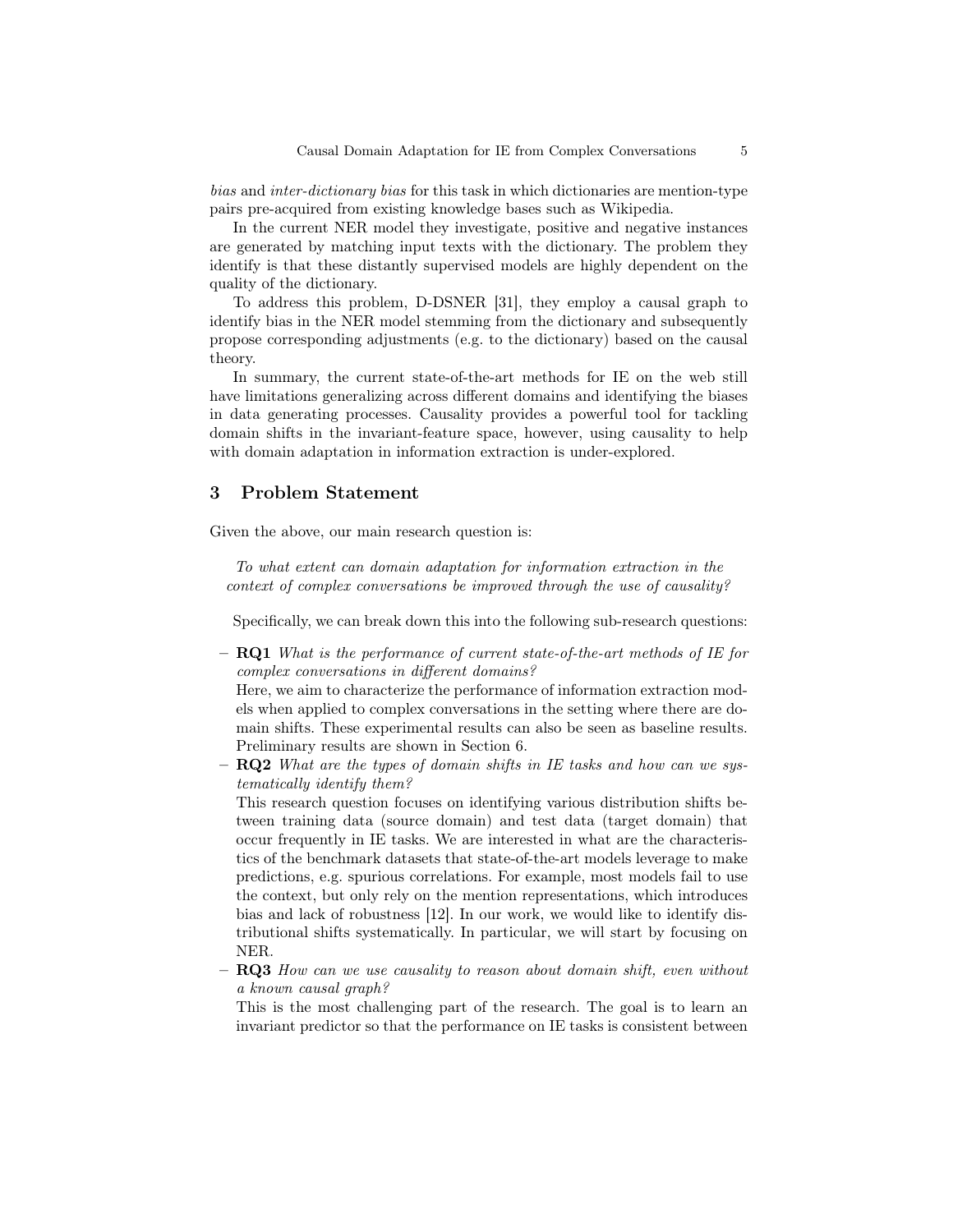*bias* and *inter-dictionary bias* for this task in which dictionaries are mention-type pairs pre-acquired from existing knowledge bases such as Wikipedia.

In the current NER model they investigate, positive and negative instances are generated by matching input texts with the dictionary. The problem they identify is that these distantly supervised models are highly dependent on the quality of the dictionary.

To address this problem, D-DSNER [31], they employ a causal graph to identify bias in the NER model stemming from the dictionary and subsequently propose corresponding adjustments (e.g. to the dictionary) based on the causal theory.

In summary, the current state-of-the-art methods for IE on the web still have limitations generalizing across different domains and identifying the biases in data generating processes. Causality provides a powerful tool for tackling domain shifts in the invariant-feature space, however, using causality to help with domain adaptation in information extraction is under-explored.

## 3 Problem Statement

Given the above, our main research question is:

> *To what extent can domain adaptation for information extraction in the context of complex conversations be improved through the use of causality?*

Specifically, we can break down this into the following sub-research questions:

- **RQ1** *What is the performance of current state-of-the-art methods of IE for complex conversations in different domains?*
  Here, we aim to characterize the performance of information extraction models when applied to complex conversations in the setting where there are domain shifts. These experimental results can also be seen as baseline results. Preliminary results are shown in Section 6.
- **RQ2** *What are the types of domain shifts in IE tasks and how can we systematically identify them?*
  This research question focuses on identifying various distribution shifts between training data (source domain) and test data (target domain) that occur frequently in IE tasks. We are interested in what are the characteristics of the benchmark datasets that state-of-the-art models leverage to make predictions, e.g. spurious correlations. For example, most models fail to use the context, but only rely on the mention representations, which introduces bias and lack of robustness [12]. In our work, we would like to identify distributional shifts systematically. In particular, we will start by focusing on NER.
- **RQ3** *How can we use causality to reason about domain shift, even without a known causal graph?*
  This is the most challenging part of the research. The goal is to learn an invariant predictor so that the performance on IE tasks is consistent between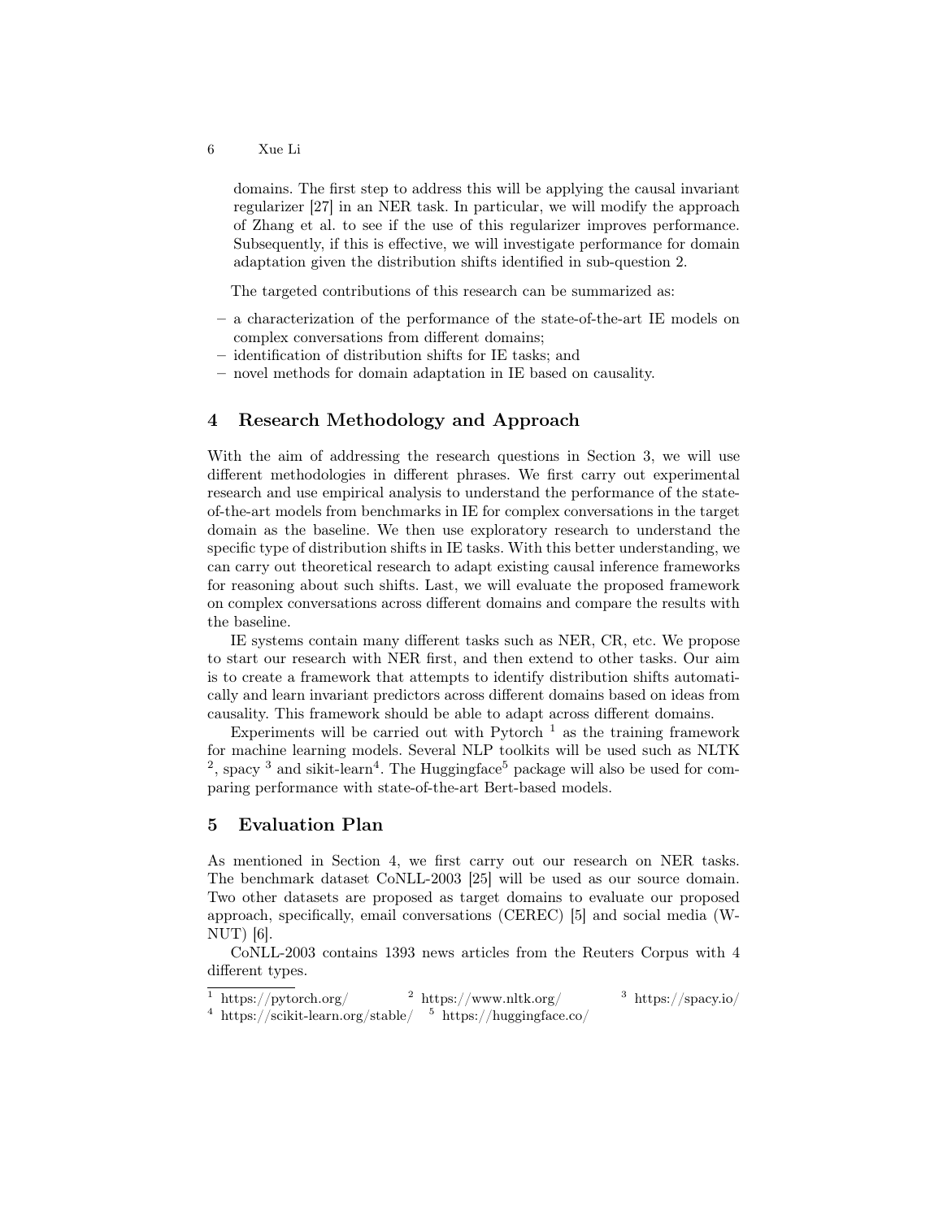domains. The first step to address this will be applying the causal invariant regularizer [27] in an NER task. In particular, we will modify the approach of Zhang et al. to see if the use of this regularizer improves performance. Subsequently, if this is effective, we will investigate performance for domain adaptation given the distribution shifts identified in sub-question 2.

The targeted contributions of this research can be summarized as:

- a characterization of the performance of the state-of-the-art IE models on complex conversations from different domains;
- identification of distribution shifts for IE tasks; and
- novel methods for domain adaptation in IE based on causality.

## 4 Research Methodology and Approach

With the aim of addressing the research questions in Section 3, we will use different methodologies in different phrases. We first carry out experimental research and use empirical analysis to understand the performance of the state-of-the-art models from benchmarks in IE for complex conversations in the target domain as the baseline. We then use exploratory research to understand the specific type of distribution shifts in IE tasks. With this better understanding, we can carry out theoretical research to adapt existing causal inference frameworks for reasoning about such shifts. Last, we will evaluate the proposed framework on complex conversations across different domains and compare the results with the baseline.

IE systems contain many different tasks such as NER, CR, etc. We propose to start our research with NER first, and then extend to other tasks. Our aim is to create a framework that attempts to identify distribution shifts automatically and learn invariant predictors across different domains based on ideas from causality. This framework should be able to adapt across different domains.

Experiments will be carried out with Pytorch [1] as the training framework for machine learning models. Several NLP toolkits will be used such as NLTK [2], spacy [3] and sikit-learn[4]. The Huggingface[5] package will also be used for comparing performance with state-of-the-art Bert-based models.

## 5 Evaluation Plan

As mentioned in Section 4, we first carry out our research on NER tasks. The benchmark dataset CoNLL-2003 [25] will be used as our source domain. Two other datasets are proposed as target domains to evaluate our proposed approach, specifically, email conversations (CEREC) [5] and social media (W-NUT) [6].

CoNLL-2003 contains 1393 news articles from the Reuters Corpus with 4 different types.

---

[1] https://pytorch.org/ [2] https://www.nltk.org/ [3] https://spacy.io/
[4] https://scikit-learn.org/stable/ [5] https://huggingface.co/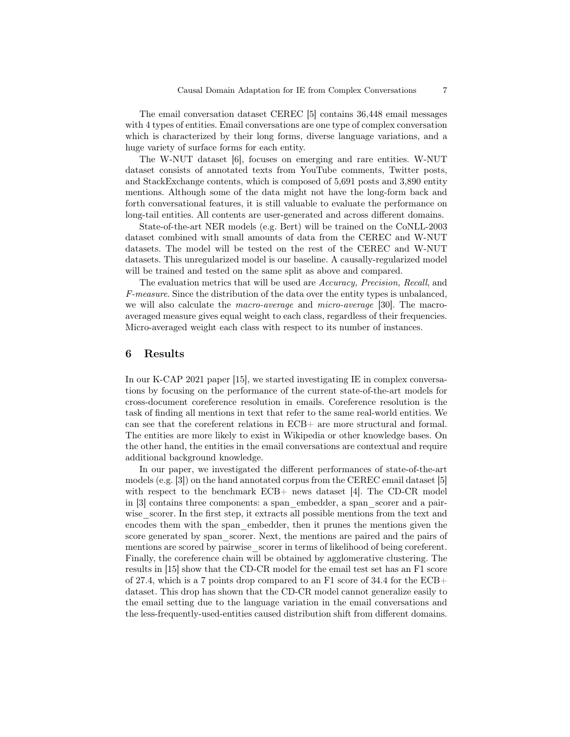The email conversation dataset CEREC [5] contains 36,448 email messages with 4 types of entities. Email conversations are one type of complex conversation which is characterized by their long forms, diverse language variations, and a huge variety of surface forms for each entity.

The W-NUT dataset [6], focuses on emerging and rare entities. W-NUT dataset consists of annotated texts from YouTube comments, Twitter posts, and StackExchange contents, which is composed of 5,691 posts and 3,890 entity mentions. Although some of the data might not have the long-form back and forth conversational features, it is still valuable to evaluate the performance on long-tail entities. All contents are user-generated and across different domains.

State-of-the-art NER models (e.g. Bert) will be trained on the CoNLL-2003 dataset combined with small amounts of data from the CEREC and W-NUT datasets. The model will be tested on the rest of the CEREC and W-NUT datasets. This unregularized model is our baseline. A causally-regularized model will be trained and tested on the same split as above and compared.

The evaluation metrics that will be used are *Accuracy, Precision, Recall*, and *F-measure*. Since the distribution of the data over the entity types is unbalanced, we will also calculate the *macro-average* and *micro-average* [30]. The macro-averaged measure gives equal weight to each class, regardless of their frequencies. Micro-averaged weight each class with respect to its number of instances.

## 6 Results

In our K-CAP 2021 paper [15], we started investigating IE in complex conversations by focusing on the performance of the current state-of-the-art models for cross-document coreference resolution in emails. Coreference resolution is the task of finding all mentions in text that refer to the same real-world entities. We can see that the coreferent relations in ECB+ are more structural and formal. The entities are more likely to exist in Wikipedia or other knowledge bases. On the other hand, the entities in the email conversations are contextual and require additional background knowledge.

In our paper, we investigated the different performances of state-of-the-art models (e.g. [3]) on the hand annotated corpus from the CEREC email dataset [5] with respect to the benchmark ECB+ news dataset [4]. The CD-CR model in [3] contains three components: a span_embedder, a span_scorer and a pairwise_scorer. In the first step, it extracts all possible mentions from the text and encodes them with the span_embedder, then it prunes the mentions given the score generated by span_scorer. Next, the mentions are paired and the pairs of mentions are scored by pairwise_scorer in terms of likelihood of being coreferent. Finally, the coreference chain will be obtained by agglomerative clustering. The results in [15] show that the CD-CR model for the email test set has an F1 score of 27.4, which is a 7 points drop compared to an F1 score of 34.4 for the ECB+ dataset. This drop has shown that the CD-CR model cannot generalize easily to the email setting due to the language variation in the email conversations and the less-frequently-used-entities caused distribution shift from different domains.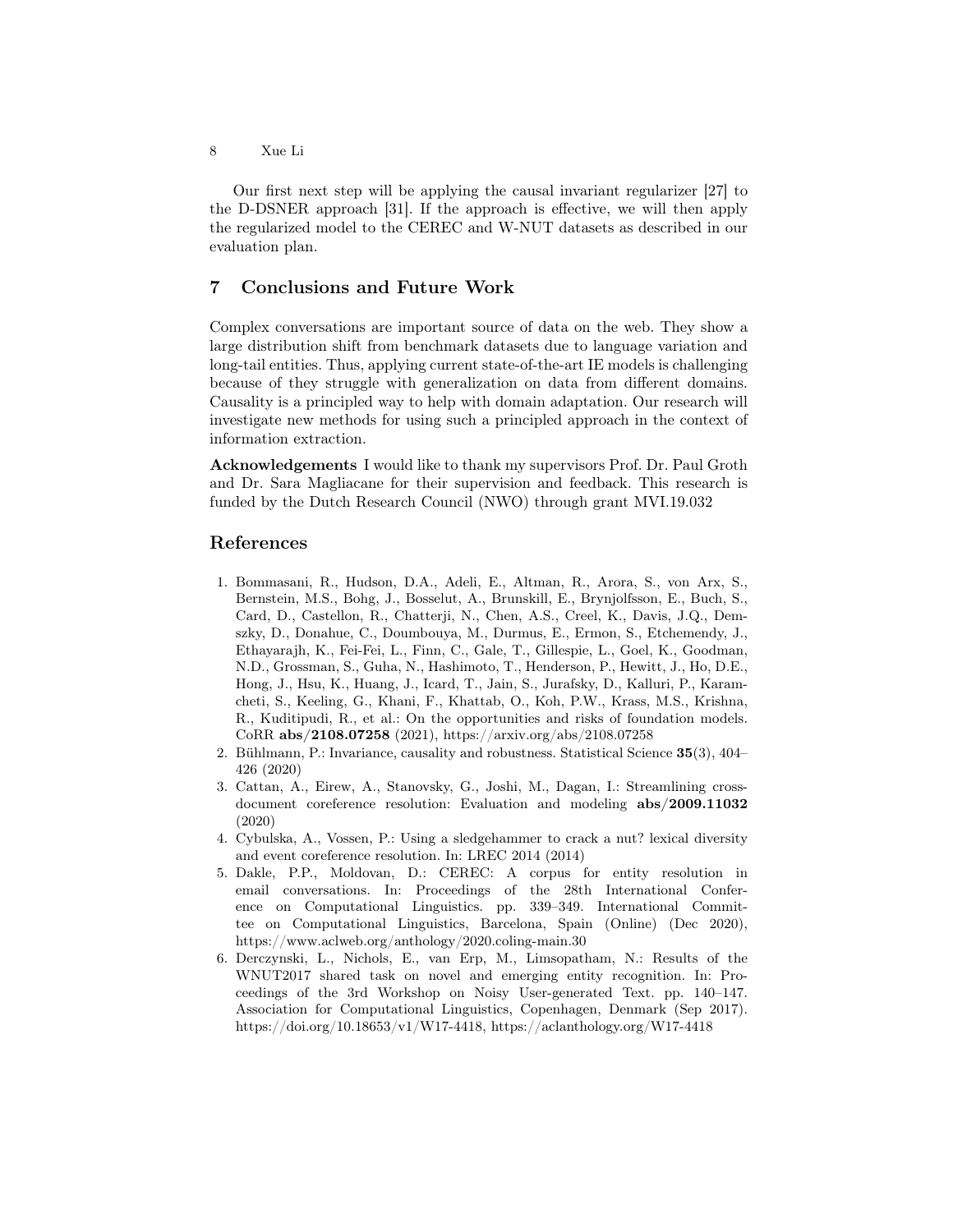Our first next step will be applying the causal invariant regularizer [27] to the D-DSNER approach [31]. If the approach is effective, we will then apply the regularized model to the CEREC and W-NUT datasets as described in our evaluation plan.

## 7 Conclusions and Future Work

Complex conversations are important source of data on the web. They show a large distribution shift from benchmark datasets due to language variation and long-tail entities. Thus, applying current state-of-the-art IE models is challenging because of they struggle with generalization on data from different domains. Causality is a principled way to help with domain adaptation. Our research will investigate new methods for using such a principled approach in the context of information extraction.

**Acknowledgements** I would like to thank my supervisors Prof. Dr. Paul Groth and Dr. Sara Magliacane for their supervision and feedback. This research is funded by the Dutch Research Council (NWO) through grant MVI.19.032

## References

1. Bommasani, R., Hudson, D.A., Adeli, E., Altman, R., Arora, S., von Arx, S., Bernstein, M.S., Bohg, J., Bosselut, A., Brunskill, E., Brynjolfsson, E., Buch, S., Card, D., Castellon, R., Chatterji, N., Chen, A.S., Creel, K., Davis, J.Q., Demszky, D., Donahue, C., Doumbouya, M., Durmus, E., Ermon, S., Etchemendy, J., Ethayarajh, K., Fei-Fei, L., Finn, C., Gale, T., Gillespie, L., Goel, K., Goodman, N.D., Grossman, S., Guha, N., Hashimoto, T., Henderson, P., Hewitt, J., Ho, D.E., Hong, J., Hsu, K., Huang, J., Icard, T., Jain, S., Jurafsky, D., Kalluri, P., Karamcheti, S., Keeling, G., Khani, F., Khattab, O., Koh, P.W., Krass, M.S., Krishna, R., Kuditipudi, R., et al.: On the opportunities and risks of foundation models. CoRR **abs/2108.07258** (2021), https://arxiv.org/abs/2108.07258
2. Bühlmann, P.: Invariance, causality and robustness. Statistical Science **35**(3), 404–426 (2020)
3. Cattan, A., Eirew, A., Stanovsky, G., Joshi, M., Dagan, I.: Streamlining cross-document coreference resolution: Evaluation and modeling **abs/2009.11032** (2020)
4. Cybulska, A., Vossen, P.: Using a sledgehammer to crack a nut? lexical diversity and event coreference resolution. In: LREC 2014 (2014)
5. Dakle, P.P., Moldovan, D.: CEREC: A corpus for entity resolution in email conversations. In: Proceedings of the 28th International Conference on Computational Linguistics. pp. 339–349. International Committee on Computational Linguistics, Barcelona, Spain (Online) (Dec 2020), https://www.aclweb.org/anthology/2020.coling-main.30
6. Derczynski, L., Nichols, E., van Erp, M., Limsopatham, N.: Results of the WNUT2017 shared task on novel and emerging entity recognition. In: Proceedings of the 3rd Workshop on Noisy User-generated Text. pp. 140–147. Association for Computational Linguistics, Copenhagen, Denmark (Sep 2017). https://doi.org/10.18653/v1/W17-4418, https://aclanthology.org/W17-4418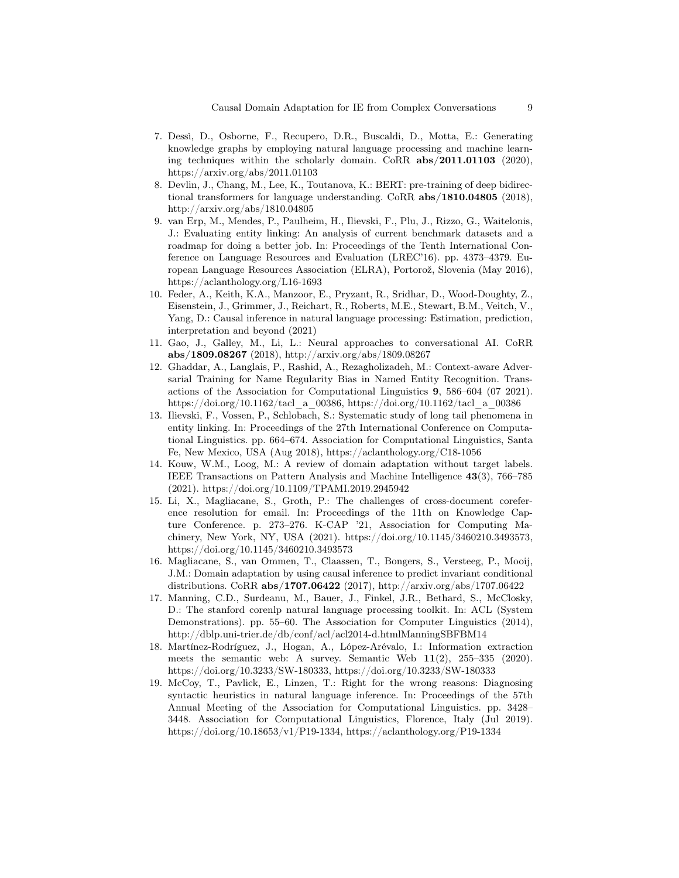7. Dessì, D., Osborne, F., Recupero, D.R., Buscaldi, D., Motta, E.: Generating knowledge graphs by employing natural language processing and machine learning techniques within the scholarly domain. CoRR **abs/2011.01103** (2020), https://arxiv.org/abs/2011.01103
8. Devlin, J., Chang, M., Lee, K., Toutanova, K.: BERT: pre-training of deep bidirectional transformers for language understanding. CoRR **abs/1810.04805** (2018), http://arxiv.org/abs/1810.04805
9. van Erp, M., Mendes, P., Paulheim, H., Ilievski, F., Plu, J., Rizzo, G., Waitelonis, J.: Evaluating entity linking: An analysis of current benchmark datasets and a roadmap for doing a better job. In: Proceedings of the Tenth International Conference on Language Resources and Evaluation (LREC'16). pp. 4373–4379. European Language Resources Association (ELRA), Portorož, Slovenia (May 2016), https://aclanthology.org/L16-1693
10. Feder, A., Keith, K.A., Manzoor, E., Pryzant, R., Sridhar, D., Wood-Doughty, Z., Eisenstein, J., Grimmer, J., Reichart, R., Roberts, M.E., Stewart, B.M., Veitch, V., Yang, D.: Causal inference in natural language processing: Estimation, prediction, interpretation and beyond (2021)
11. Gao, J., Galley, M., Li, L.: Neural approaches to conversational AI. CoRR **abs/1809.08267** (2018), http://arxiv.org/abs/1809.08267
12. Ghaddar, A., Langlais, P., Rashid, A., Rezagholizadeh, M.: Context-aware Adversarial Training for Name Regularity Bias in Named Entity Recognition. Transactions of the Association for Computational Linguistics **9**, 586–604 (07 2021). https://doi.org/10.1162/tacl_a_00386, https://doi.org/10.1162/tacl_a_00386
13. Ilievski, F., Vossen, P., Schlobach, S.: Systematic study of long tail phenomena in entity linking. In: Proceedings of the 27th International Conference on Computational Linguistics. pp. 664–674. Association for Computational Linguistics, Santa Fe, New Mexico, USA (Aug 2018), https://aclanthology.org/C18-1056
14. Kouw, W.M., Loog, M.: A review of domain adaptation without target labels. IEEE Transactions on Pattern Analysis and Machine Intelligence **43**(3), 766–785 (2021). https://doi.org/10.1109/TPAMI.2019.2945942
15. Li, X., Magliacane, S., Groth, P.: The challenges of cross-document coreference resolution for email. In: Proceedings of the 11th on Knowledge Capture Conference. p. 273–276. K-CAP '21, Association for Computing Machinery, New York, NY, USA (2021). https://doi.org/10.1145/3460210.3493573, https://doi.org/10.1145/3460210.3493573
16. Magliacane, S., van Ommen, T., Claassen, T., Bongers, S., Versteeg, P., Mooij, J.M.: Domain adaptation by using causal inference to predict invariant conditional distributions. CoRR **abs/1707.06422** (2017), http://arxiv.org/abs/1707.06422
17. Manning, C.D., Surdeanu, M., Bauer, J., Finkel, J.R., Bethard, S., McClosky, D.: The stanford corenlp natural language processing toolkit. In: ACL (System Demonstrations). pp. 55–60. The Association for Computer Linguistics (2014), http://dblp.uni-trier.de/db/conf/acl/acl2014-d.htmlManningSBFBM14
18. Martínez-Rodríguez, J., Hogan, A., López-Arévalo, I.: Information extraction meets the semantic web: A survey. Semantic Web **11**(2), 255–335 (2020). https://doi.org/10.3233/SW-180333, https://doi.org/10.3233/SW-180333
19. McCoy, T., Pavlick, E., Linzen, T.: Right for the wrong reasons: Diagnosing syntactic heuristics in natural language inference. In: Proceedings of the 57th Annual Meeting of the Association for Computational Linguistics. pp. 3428–3448. Association for Computational Linguistics, Florence, Italy (Jul 2019). https://doi.org/10.18653/v1/P19-1334, https://aclanthology.org/P19-1334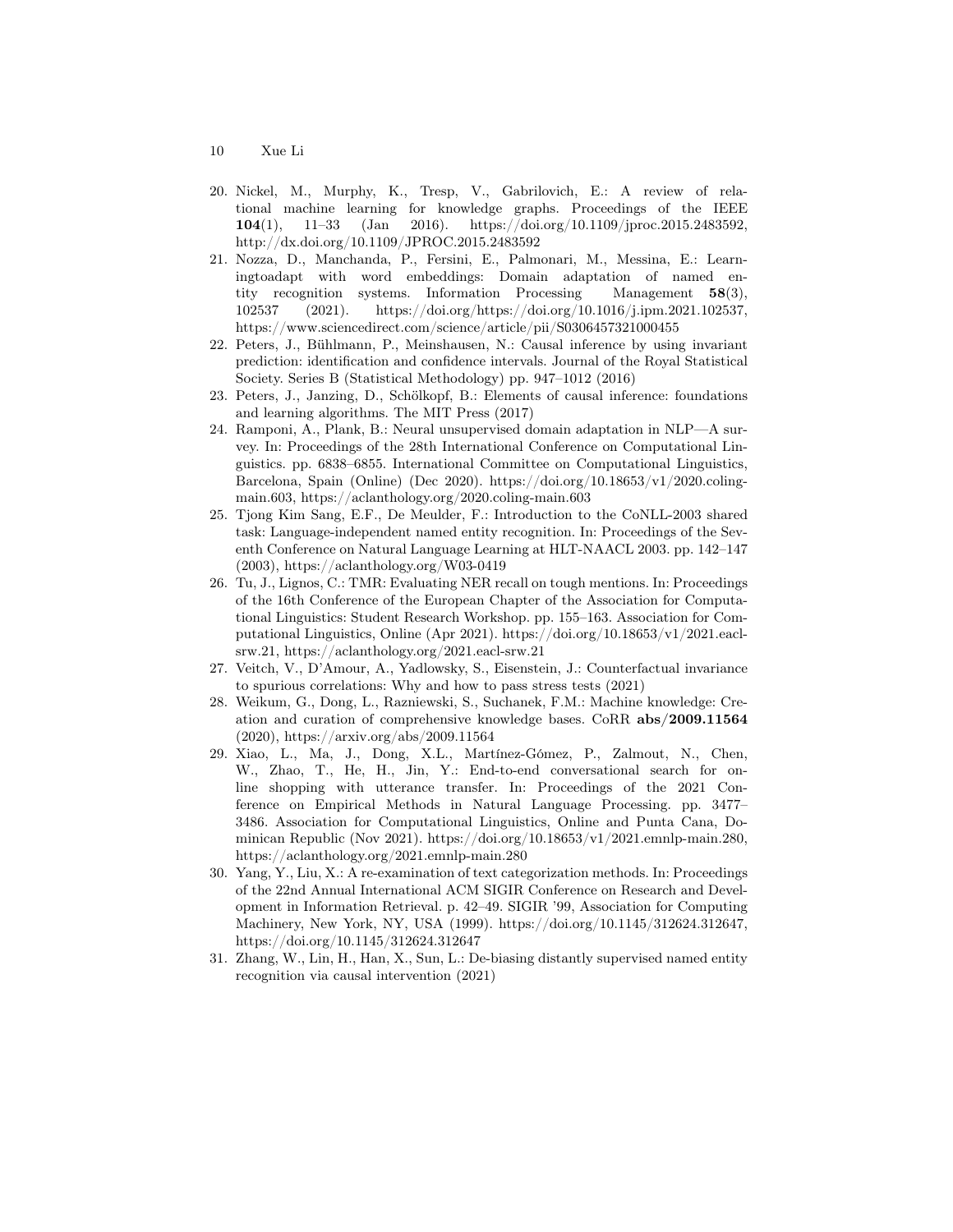20. Nickel, M., Murphy, K., Tresp, V., Gabrilovich, E.: A review of relational machine learning for knowledge graphs. Proceedings of the IEEE **104**(1), 11–33 (Jan 2016). https://doi.org/10.1109/jproc.2015.2483592, http://dx.doi.org/10.1109/JPROC.2015.2483592
21. Nozza, D., Manchanda, P., Fersini, E., Palmonari, M., Messina, E.: Learningtoadapt with word embeddings: Domain adaptation of named entity recognition systems. Information Processing Management **58**(3), 102537 (2021). https://doi.org/https://doi.org/10.1016/j.ipm.2021.102537, https://www.sciencedirect.com/science/article/pii/S0306457321000455
22. Peters, J., Bühlmann, P., Meinshausen, N.: Causal inference by using invariant prediction: identification and confidence intervals. Journal of the Royal Statistical Society. Series B (Statistical Methodology) pp. 947–1012 (2016)
23. Peters, J., Janzing, D., Schölkopf, B.: Elements of causal inference: foundations and learning algorithms. The MIT Press (2017)
24. Ramponi, A., Plank, B.: Neural unsupervised domain adaptation in NLP—A survey. In: Proceedings of the 28th International Conference on Computational Linguistics. pp. 6838–6855. International Committee on Computational Linguistics, Barcelona, Spain (Online) (Dec 2020). https://doi.org/10.18653/v1/2020.coling-main.603, https://aclanthology.org/2020.coling-main.603
25. Tjong Kim Sang, E.F., De Meulder, F.: Introduction to the CoNLL-2003 shared task: Language-independent named entity recognition. In: Proceedings of the Seventh Conference on Natural Language Learning at HLT-NAACL 2003. pp. 142–147 (2003), https://aclanthology.org/W03-0419
26. Tu, J., Lignos, C.: TMR: Evaluating NER recall on tough mentions. In: Proceedings of the 16th Conference of the European Chapter of the Association for Computational Linguistics: Student Research Workshop. pp. 155–163. Association for Computational Linguistics, Online (Apr 2021). https://doi.org/10.18653/v1/2021.eacl-srw.21, https://aclanthology.org/2021.eacl-srw.21
27. Veitch, V., D'Amour, A., Yadlowsky, S., Eisenstein, J.: Counterfactual invariance to spurious correlations: Why and how to pass stress tests (2021)
28. Weikum, G., Dong, L., Razniewski, S., Suchanek, F.M.: Machine knowledge: Creation and curation of comprehensive knowledge bases. CoRR **abs/2009.11564** (2020), https://arxiv.org/abs/2009.11564
29. Xiao, L., Ma, J., Dong, X.L., Martínez-Gómez, P., Zalmout, N., Chen, W., Zhao, T., He, H., Jin, Y.: End-to-end conversational search for online shopping with utterance transfer. In: Proceedings of the 2021 Conference on Empirical Methods in Natural Language Processing. pp. 3477–3486. Association for Computational Linguistics, Online and Punta Cana, Dominican Republic (Nov 2021). https://doi.org/10.18653/v1/2021.emnlp-main.280, https://aclanthology.org/2021.emnlp-main.280
30. Yang, Y., Liu, X.: A re-examination of text categorization methods. In: Proceedings of the 22nd Annual International ACM SIGIR Conference on Research and Development in Information Retrieval. p. 42–49. SIGIR '99, Association for Computing Machinery, New York, NY, USA (1999). https://doi.org/10.1145/312624.312647, https://doi.org/10.1145/312624.312647
31. Zhang, W., Lin, H., Han, X., Sun, L.: De-biasing distantly supervised named entity recognition via causal intervention (2021)